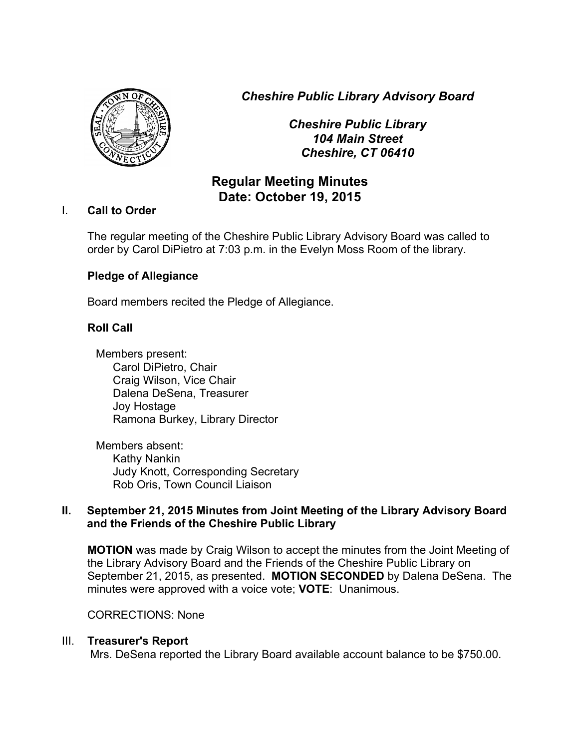***Cheshire Public Library Advisory Board***

***Cheshire Public Library***
***104 Main Street***
***Cheshire, CT 06410***

# Regular Meeting Minutes
# Date: October 19, 2015

## I. Call to Order

The regular meeting of the Cheshire Public Library Advisory Board was called to order by Carol DiPietro at 7:03 p.m. in the Evelyn Moss Room of the library.

**Pledge of Allegiance**

Board members recited the Pledge of Allegiance.

**Roll Call**

Members present:
- Carol DiPietro, Chair
- Craig Wilson, Vice Chair
- Dalena DeSena, Treasurer
- Joy Hostage
- Ramona Burkey, Library Director

Members absent:
- Kathy Nankin
- Judy Knott, Corresponding Secretary
- Rob Oris, Town Council Liaison

## II. September 21, 2015 Minutes from Joint Meeting of the Library Advisory Board and the Friends of the Cheshire Public Library

**MOTION** was made by Craig Wilson to accept the minutes from the Joint Meeting of the Library Advisory Board and the Friends of the Cheshire Public Library on September 21, 2015, as presented. **MOTION SECONDED** by Dalena DeSena. The minutes were approved with a voice vote; **VOTE**: Unanimous.

CORRECTIONS: None

## III. Treasurer's Report

Mrs. DeSena reported the Library Board available account balance to be $750.00.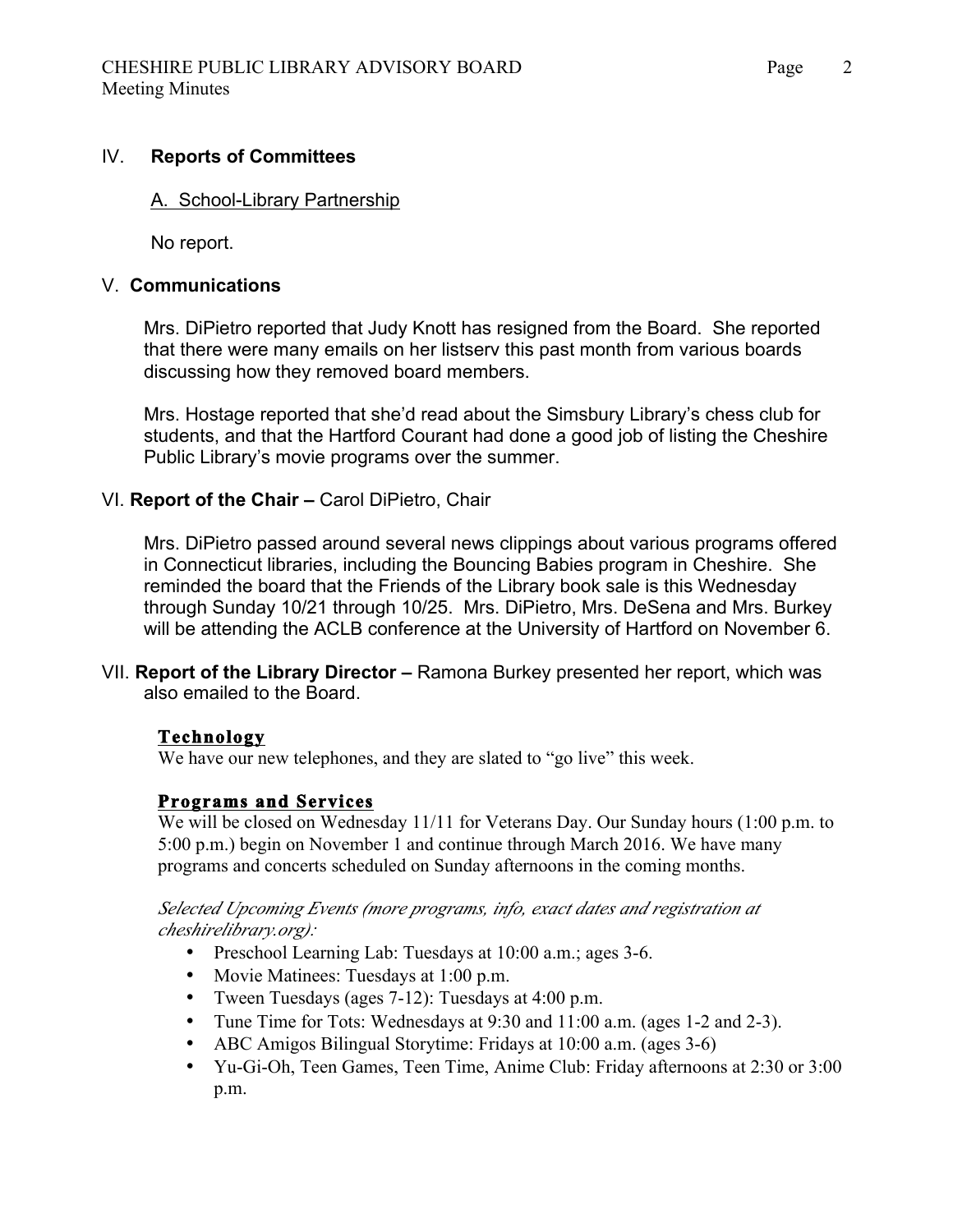## IV. Reports of Committees

### A. School-Library Partnership

No report.

## V. Communications

Mrs. DiPietro reported that Judy Knott has resigned from the Board. She reported that there were many emails on her listserv this past month from various boards discussing how they removed board members.

Mrs. Hostage reported that she'd read about the Simsbury Library's chess club for students, and that the Hartford Courant had done a good job of listing the Cheshire Public Library's movie programs over the summer.

## VI. Report of the Chair – Carol DiPietro, Chair

Mrs. DiPietro passed around several news clippings about various programs offered in Connecticut libraries, including the Bouncing Babies program in Cheshire. She reminded the board that the Friends of the Library book sale is this Wednesday through Sunday 10/21 through 10/25. Mrs. DiPietro, Mrs. DeSena and Mrs. Burkey will be attending the ACLB conference at the University of Hartford on November 6.

## VII. Report of the Library Director – Ramona Burkey presented her report, which was also emailed to the Board.

### Technology

We have our new telephones, and they are slated to "go live" this week.

### Programs and Services

We will be closed on Wednesday 11/11 for Veterans Day. Our Sunday hours (1:00 p.m. to 5:00 p.m.) begin on November 1 and continue through March 2016. We have many programs and concerts scheduled on Sunday afternoons in the coming months.

*Selected Upcoming Events (more programs, info, exact dates and registration at cheshirelibrary.org):*

- Preschool Learning Lab: Tuesdays at 10:00 a.m.; ages 3-6.
- Movie Matinees: Tuesdays at 1:00 p.m.
- Tween Tuesdays (ages 7-12): Tuesdays at 4:00 p.m.
- Tune Time for Tots: Wednesdays at 9:30 and 11:00 a.m. (ages 1-2 and 2-3).
- ABC Amigos Bilingual Storytime: Fridays at 10:00 a.m. (ages 3-6)
- Yu-Gi-Oh, Teen Games, Teen Time, Anime Club: Friday afternoons at 2:30 or 3:00 p.m.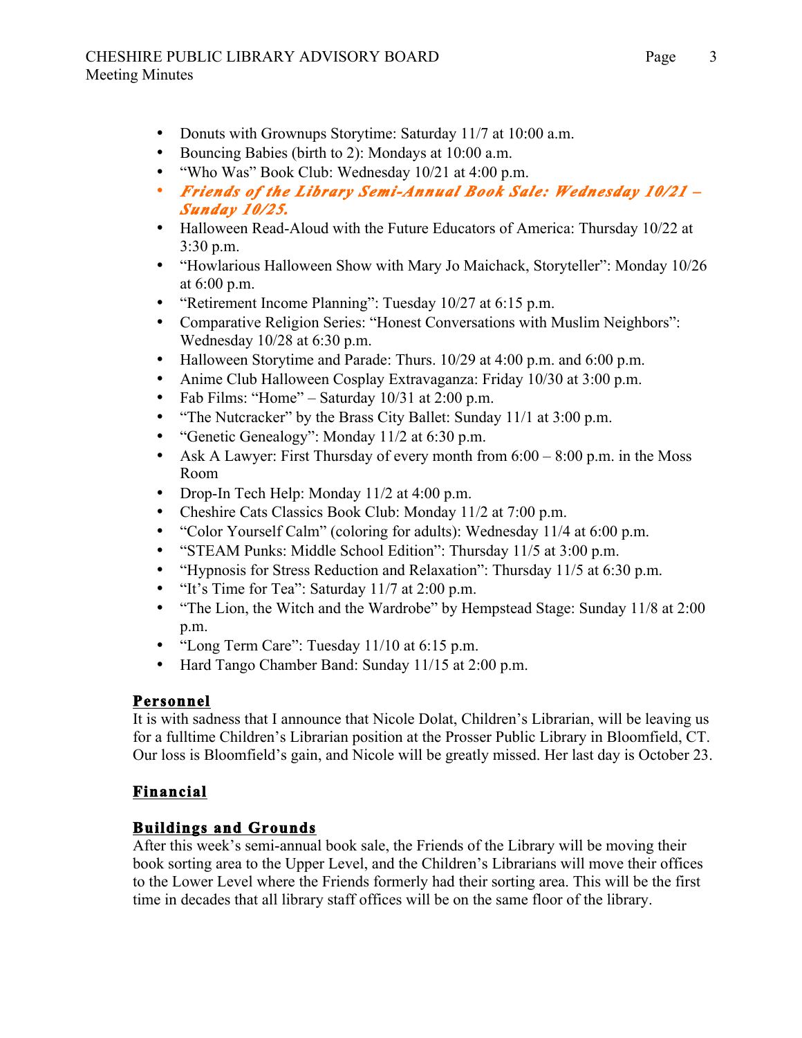- Donuts with Grownups Storytime: Saturday 11/7 at 10:00 a.m.
- Bouncing Babies (birth to 2): Mondays at 10:00 a.m.
- "Who Was" Book Club: Wednesday 10/21 at 4:00 p.m.
- ***Friends of the Library Semi-Annual Book Sale: Wednesday 10/21 – Sunday 10/25.***
- Halloween Read-Aloud with the Future Educators of America: Thursday 10/22 at 3:30 p.m.
- "Howlarious Halloween Show with Mary Jo Maichack, Storyteller": Monday 10/26 at 6:00 p.m.
- "Retirement Income Planning": Tuesday 10/27 at 6:15 p.m.
- Comparative Religion Series: "Honest Conversations with Muslim Neighbors": Wednesday 10/28 at 6:30 p.m.
- Halloween Storytime and Parade: Thurs. 10/29 at 4:00 p.m. and 6:00 p.m.
- Anime Club Halloween Cosplay Extravaganza: Friday 10/30 at 3:00 p.m.
- Fab Films: "Home" – Saturday 10/31 at 2:00 p.m.
- "The Nutcracker" by the Brass City Ballet: Sunday 11/1 at 3:00 p.m.
- "Genetic Genealogy": Monday 11/2 at 6:30 p.m.
- Ask A Lawyer: First Thursday of every month from 6:00 – 8:00 p.m. in the Moss Room
- Drop-In Tech Help: Monday 11/2 at 4:00 p.m.
- Cheshire Cats Classics Book Club: Monday 11/2 at 7:00 p.m.
- "Color Yourself Calm" (coloring for adults): Wednesday 11/4 at 6:00 p.m.
- "STEAM Punks: Middle School Edition": Thursday 11/5 at 3:00 p.m.
- "Hypnosis for Stress Reduction and Relaxation": Thursday 11/5 at 6:30 p.m.
- "It's Time for Tea": Saturday 11/7 at 2:00 p.m.
- "The Lion, the Witch and the Wardrobe" by Hempstead Stage: Sunday 11/8 at 2:00 p.m.
- "Long Term Care": Tuesday 11/10 at 6:15 p.m.
- Hard Tango Chamber Band: Sunday 11/15 at 2:00 p.m.

## Personnel

It is with sadness that I announce that Nicole Dolat, Children's Librarian, will be leaving us for a fulltime Children's Librarian position at the Prosser Public Library in Bloomfield, CT. Our loss is Bloomfield's gain, and Nicole will be greatly missed. Her last day is October 23.

## Financial

## Buildings and Grounds

After this week's semi-annual book sale, the Friends of the Library will be moving their book sorting area to the Upper Level, and the Children's Librarians will move their offices to the Lower Level where the Friends formerly had their sorting area. This will be the first time in decades that all library staff offices will be on the same floor of the library.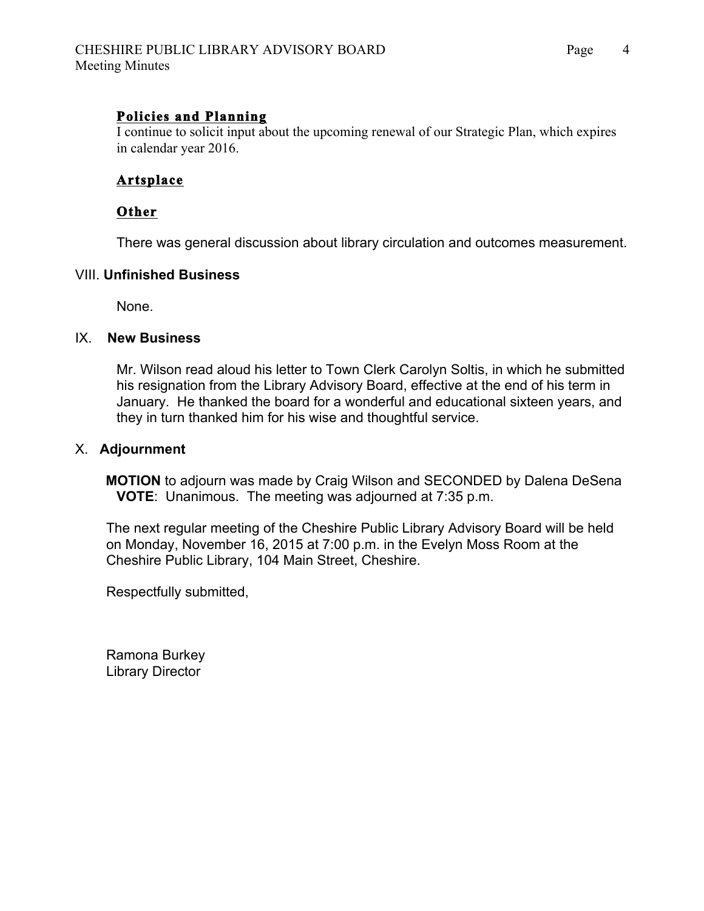**Policies and Planning**

I continue to solicit input about the upcoming renewal of our Strategic Plan, which expires in calendar year 2016.

**Artsplace**

**Other**

There was general discussion about library circulation and outcomes measurement.

## VIII. Unfinished Business

None.

## IX. New Business

Mr. Wilson read aloud his letter to Town Clerk Carolyn Soltis, in which he submitted his resignation from the Library Advisory Board, effective at the end of his term in January. He thanked the board for a wonderful and educational sixteen years, and they in turn thanked him for his wise and thoughtful service.

## X. Adjournment

**MOTION** to adjourn was made by Craig Wilson and SECONDED by Dalena DeSena
**VOTE**: Unanimous. The meeting was adjourned at 7:35 p.m.

The next regular meeting of the Cheshire Public Library Advisory Board will be held on Monday, November 16, 2015 at 7:00 p.m. in the Evelyn Moss Room at the Cheshire Public Library, 104 Main Street, Cheshire.

Respectfully submitted,

Ramona Burkey
Library Director